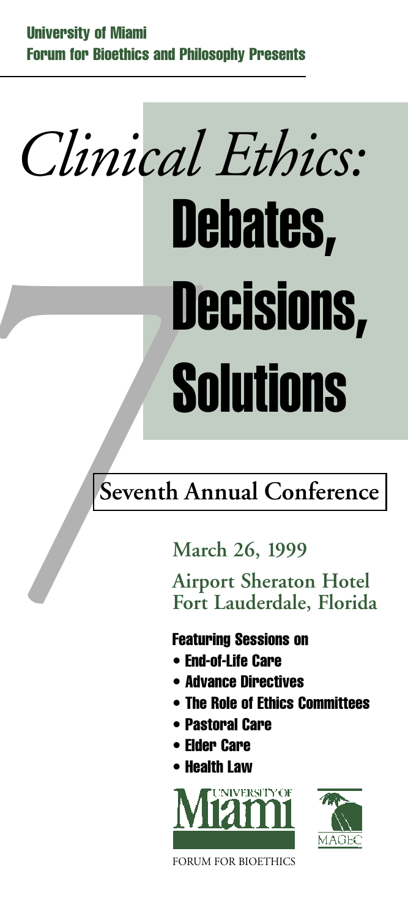**University of Miami**
**Forum for Bioethics and Philosophy Presents**

# *Clinical Ethics:* Debates, Decisions, Solutions

## Seventh Annual Conference

**March 26, 1999**

**Airport Sheraton Hotel**
**Fort Lauderdale, Florida**

### Featuring Sessions on

- End-of-Life Care
- Advance Directives
- The Role of Ethics Committees
- Pastoral Care
- Elder Care
- Health Law

UNIVERSITY OF Miami

FORUM FOR BIOETHICS

MAGEC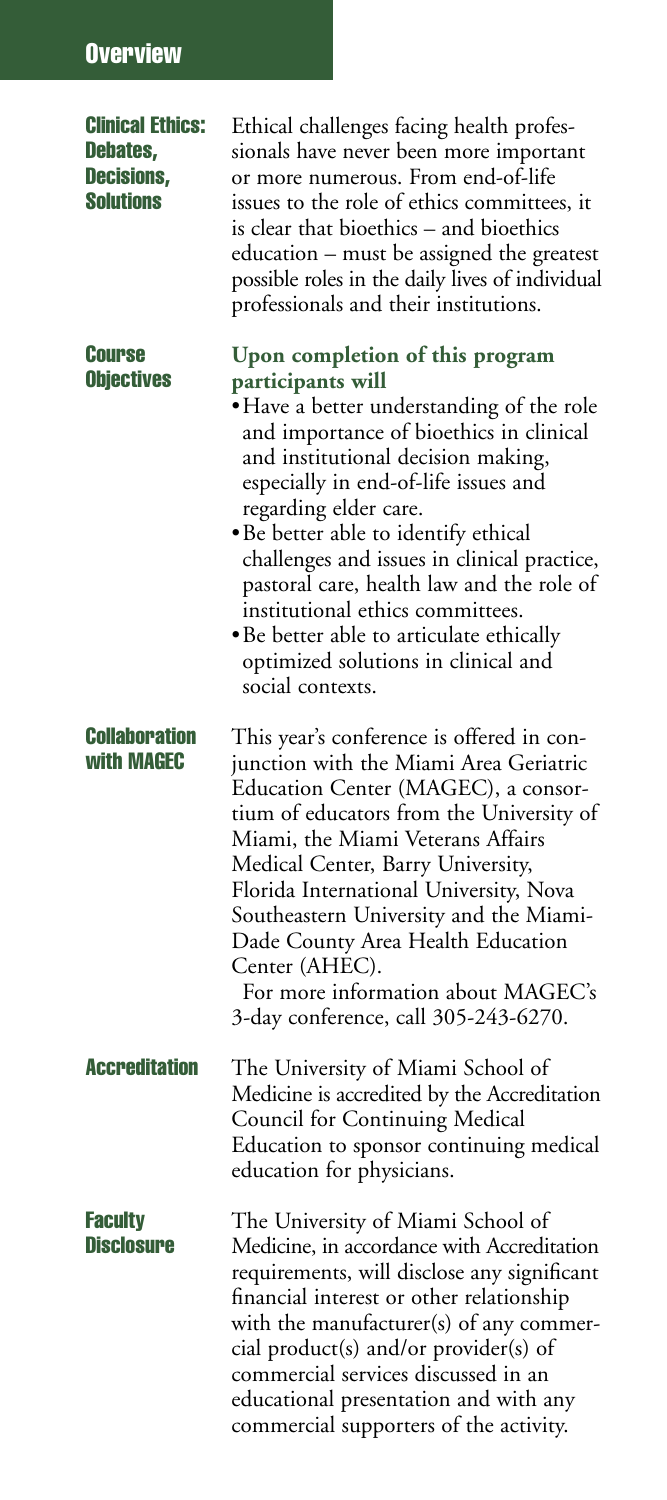# Overview

## Clinical Ethics: Debates, Decisions, Solutions

Ethical challenges facing health professionals have never been more important or more numerous. From end-of-life issues to the role of ethics committees, it is clear that bioethics – and bioethics education – must be assigned the greatest possible roles in the daily lives of individual professionals and their institutions.

## Course Objectives

**Upon completion of this program participants will**

- Have a better understanding of the role and importance of bioethics in clinical and institutional decision making, especially in end-of-life issues and regarding elder care.
- Be better able to identify ethical challenges and issues in clinical practice, pastoral care, health law and the role of institutional ethics committees.
- Be better able to articulate ethically optimized solutions in clinical and social contexts.

## Collaboration with MAGEC

This year's conference is offered in conjunction with the Miami Area Geriatric Education Center (MAGEC), a consortium of educators from the University of Miami, the Miami Veterans Affairs Medical Center, Barry University, Florida International University, Nova Southeastern University and the Miami-Dade County Area Health Education Center (AHEC).

For more information about MAGEC's 3-day conference, call 305-243-6270.

## Accreditation

The University of Miami School of Medicine is accredited by the Accreditation Council for Continuing Medical Education to sponsor continuing medical education for physicians.

## Faculty Disclosure

The University of Miami School of Medicine, in accordance with Accreditation requirements, will disclose any significant financial interest or other relationship with the manufacturer(s) of any commercial product(s) and/or provider(s) of commercial services discussed in an educational presentation and with any commercial supporters of the activity.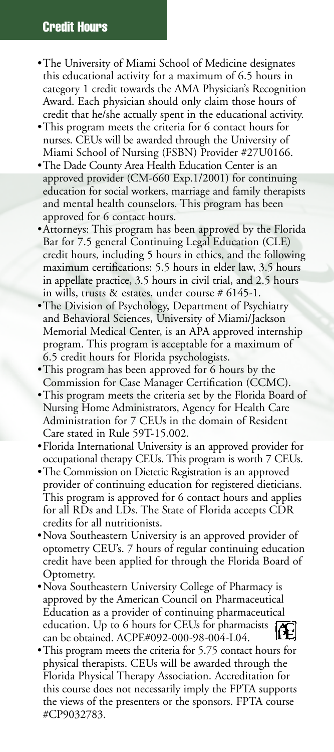## Credit Hours

- The University of Miami School of Medicine designates this educational activity for a maximum of 6.5 hours in category 1 credit towards the AMA Physician's Recognition Award. Each physician should only claim those hours of credit that he/she actually spent in the educational activity.
- This program meets the criteria for 6 contact hours for nurses. CEUs will be awarded through the University of Miami School of Nursing (FSBN) Provider #27U0166.
- The Dade County Area Health Education Center is an approved provider (CM-660 Exp.1/2001) for continuing education for social workers, marriage and family therapists and mental health counselors. This program has been approved for 6 contact hours.
- Attorneys: This program has been approved by the Florida Bar for 7.5 general Continuing Legal Education (CLE) credit hours, including 5 hours in ethics, and the following maximum certifications: 5.5 hours in elder law, 3.5 hours in appellate practice, 3.5 hours in civil trial, and 2.5 hours in wills, trusts & estates, under course # 6145-1.
- The Division of Psychology, Department of Psychiatry and Behavioral Sciences, University of Miami/Jackson Memorial Medical Center, is an APA approved internship program. This program is acceptable for a maximum of 6.5 credit hours for Florida psychologists.
- This program has been approved for 6 hours by the Commission for Case Manager Certification (CCMC).
- This program meets the criteria set by the Florida Board of Nursing Home Administrators, Agency for Health Care Administration for 7 CEUs in the domain of Resident Care stated in Rule 59T-15.002.
- Florida International University is an approved provider for occupational therapy CEUs. This program is worth 7 CEUs.
- The Commission on Dietetic Registration is an approved provider of continuing education for registered dieticians. This program is approved for 6 contact hours and applies for all RDs and LDs. The State of Florida accepts CDR credits for all nutritionists.
- Nova Southeastern University is an approved provider of optometry CEU's. 7 hours of regular continuing education credit have been applied for through the Florida Board of Optometry.
- Nova Southeastern University College of Pharmacy is approved by the American Council on Pharmaceutical Education as a provider of continuing pharmaceutical education. Up to 6 hours for CEUs for pharmacists can be obtained. ACPE#092-000-98-004-L04.
- This program meets the criteria for 5.75 contact hours for physical therapists. CEUs will be awarded through the Florida Physical Therapy Association. Accreditation for this course does not necessarily imply the FPTA supports the views of the presenters or the sponsors. FPTA course #CP9032783.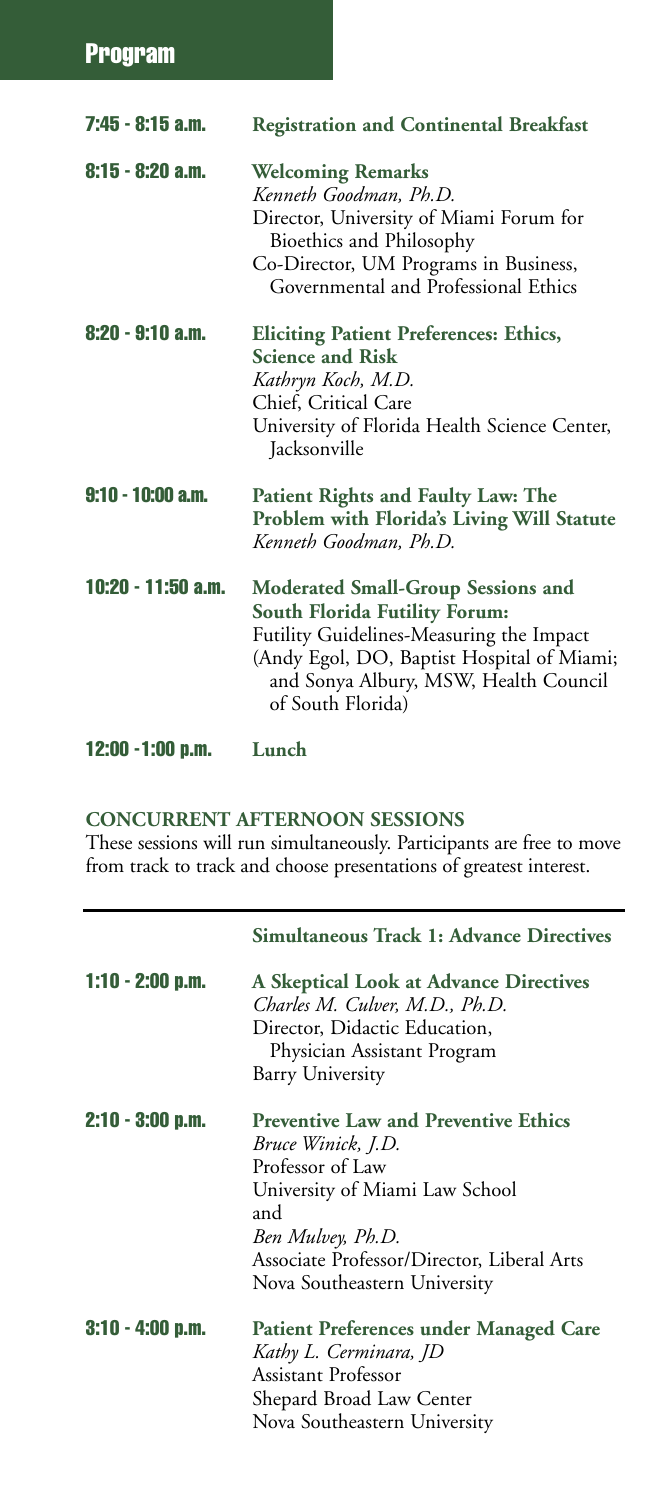# Program

| | |
|---|---|
| **7:45 - 8:15 a.m.** | **Registration and Continental Breakfast** |
| **8:15 - 8:20 a.m.** | **Welcoming Remarks**<br>*Kenneth Goodman, Ph.D.*<br>Director, University of Miami Forum for Bioethics and Philosophy<br>Co-Director, UM Programs in Business, Governmental and Professional Ethics |
| **8:20 - 9:10 a.m.** | **Eliciting Patient Preferences: Ethics, Science and Risk**<br>*Kathryn Koch, M.D.*<br>Chief, Critical Care<br>University of Florida Health Science Center, Jacksonville |
| **9:10 - 10:00 a.m.** | **Patient Rights and Faulty Law: The Problem with Florida's Living Will Statute**<br>*Kenneth Goodman, Ph.D.* |
| **10:20 - 11:50 a.m.** | **Moderated Small-Group Sessions and South Florida Futility Forum:**<br>Futility Guidelines-Measuring the Impact (Andy Egol, DO, Baptist Hospital of Miami; and Sonya Albury, MSW, Health Council of South Florida) |
| **12:00 -1:00 p.m.** | **Lunch** |

## CONCURRENT AFTERNOON SESSIONS

These sessions will run simultaneously. Participants are free to move from track to track and choose presentations of greatest interest.

| | **Simultaneous Track 1: Advance Directives** |
|---|---|
| **1:10 - 2:00 p.m.** | **A Skeptical Look at Advance Directives**<br>*Charles M. Culver, M.D., Ph.D.*<br>Director, Didactic Education, Physician Assistant Program<br>Barry University |
| **2:10 - 3:00 p.m.** | **Preventive Law and Preventive Ethics**<br>*Bruce Winick, J.D.*<br>Professor of Law<br>University of Miami Law School<br>and<br>*Ben Mulvey, Ph.D.*<br>Associate Professor/Director, Liberal Arts<br>Nova Southeastern University |
| **3:10 - 4:00 p.m.** | **Patient Preferences under Managed Care**<br>*Kathy L. Cerminara, JD*<br>Assistant Professor<br>Shepard Broad Law Center<br>Nova Southeastern University |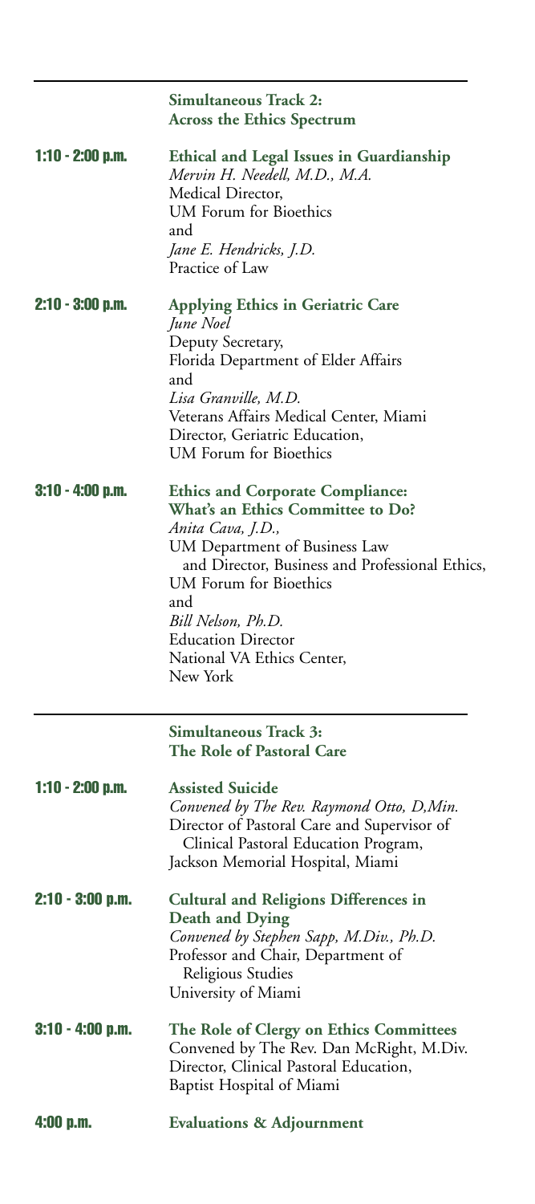## Simultaneous Track 2: Across the Ethics Spectrum

**1:10 - 2:00 p.m.** **Ethical and Legal Issues in Guardianship**
*Mervin H. Needell, M.D., M.A.*
Medical Director,
UM Forum for Bioethics
and
*Jane E. Hendricks, J.D.*
Practice of Law

**2:10 - 3:00 p.m.** **Applying Ethics in Geriatric Care**
*June Noel*
Deputy Secretary,
Florida Department of Elder Affairs
and
*Lisa Granville, M.D.*
Veterans Affairs Medical Center, Miami
Director, Geriatric Education,
UM Forum for Bioethics

**3:10 - 4:00 p.m.** **Ethics and Corporate Compliance: What's an Ethics Committee to Do?**
*Anita Cava, J.D.,*
UM Department of Business Law
and Director, Business and Professional Ethics,
UM Forum for Bioethics
and
*Bill Nelson, Ph.D.*
Education Director
National VA Ethics Center,
New York

## Simultaneous Track 3: The Role of Pastoral Care

**1:10 - 2:00 p.m.** **Assisted Suicide**
*Convened by The Rev. Raymond Otto, D,Min.*
Director of Pastoral Care and Supervisor of Clinical Pastoral Education Program,
Jackson Memorial Hospital, Miami

**2:10 - 3:00 p.m.** **Cultural and Religions Differences in Death and Dying**
*Convened by Stephen Sapp, M.Div., Ph.D.*
Professor and Chair, Department of Religious Studies
University of Miami

**3:10 - 4:00 p.m.** **The Role of Clergy on Ethics Committees**
Convened by The Rev. Dan McRight, M.Div.
Director, Clinical Pastoral Education,
Baptist Hospital of Miami

**4:00 p.m.** **Evaluations & Adjournment**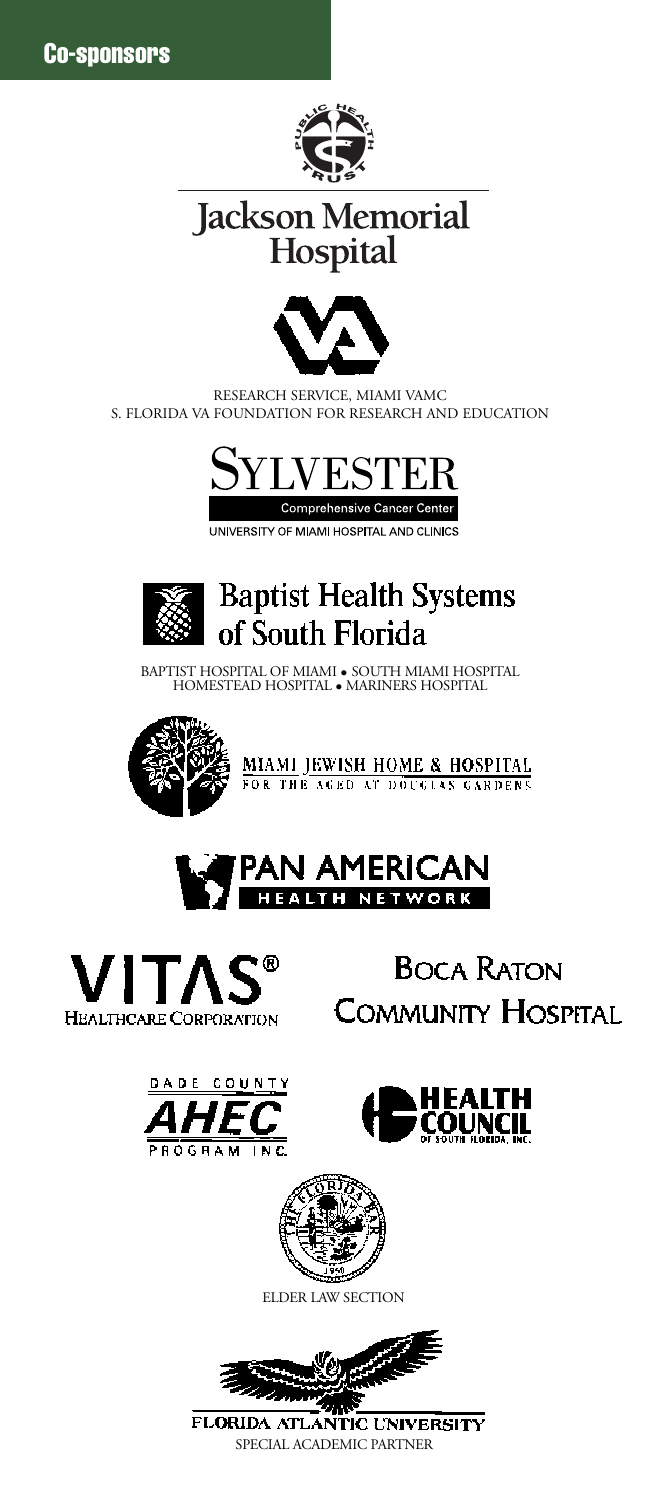## Co-sponsors

PUBLIC HEALTH TRUST

Jackson Memorial Hospital

RESEARCH SERVICE, MIAMI VAMC
S. FLORIDA VA FOUNDATION FOR RESEARCH AND EDUCATION

SYLVESTER
Comprehensive Cancer Center
UNIVERSITY OF MIAMI HOSPITAL AND CLINICS

Baptist Health Systems of South Florida

BAPTIST HOSPITAL OF MIAMI • SOUTH MIAMI HOSPITAL
HOMESTEAD HOSPITAL • MARINERS HOSPITAL

MIAMI JEWISH HOME & HOSPITAL
FOR THE AGED AT DOUGLAS GARDENS

PAN AMERICAN
HEALTH NETWORK

VITAS®
HEALTHCARE CORPORATION

BOCA RATON
COMMUNITY HOSPITAL

DADE COUNTY
AHEC
PROGRAM INC.

HEALTH COUNCIL
OF SOUTH FLORIDA, INC.

THE FLORIDA BAR
1950

ELDER LAW SECTION

FLORIDA ATLANTIC UNIVERSITY
SPECIAL ACADEMIC PARTNER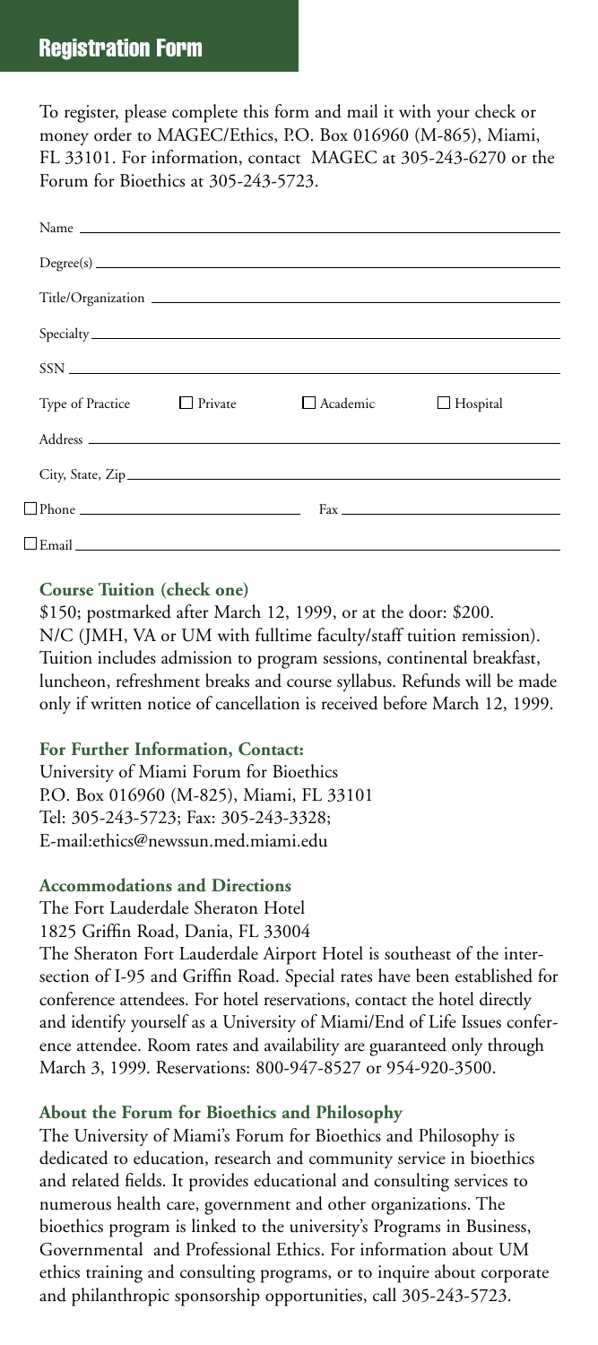## Registration Form

To register, please complete this form and mail it with your check or money order to MAGEC/Ethics, P.O. Box 016960 (M-865), Miami, FL 33101. For information, contact MAGEC at 305-243-6270 or the Forum for Bioethics at 305-243-5723.

Name ______________________________________________

Degree(s) ______________________________________________

Title/Organization ______________________________________________

Specialty ______________________________________________

SSN ______________________________________________

Type of Practice ☐ Private ☐ Academic ☐ Hospital

Address ______________________________________________

City, State, Zip ______________________________________________

☐ Phone ____________________ Fax ____________________

☐ Email ______________________________________________

**Course Tuition (check one)**

$150; postmarked after March 12, 1999, or at the door: $200.
N/C (JMH, VA or UM with fulltime faculty/staff tuition remission).
Tuition includes admission to program sessions, continental breakfast, luncheon, refreshment breaks and course syllabus. Refunds will be made only if written notice of cancellation is received before March 12, 1999.

**For Further Information, Contact:**

University of Miami Forum for Bioethics
P.O. Box 016960 (M-825), Miami, FL 33101
Tel: 305-243-5723; Fax: 305-243-3328;
E-mail:ethics@newssun.med.miami.edu

**Accommodations and Directions**

The Fort Lauderdale Sheraton Hotel
1825 Griffin Road, Dania, FL 33004

The Sheraton Fort Lauderdale Airport Hotel is southeast of the intersection of I-95 and Griffin Road. Special rates have been established for conference attendees. For hotel reservations, contact the hotel directly and identify yourself as a University of Miami/End of Life Issues conference attendee. Room rates and availability are guaranteed only through March 3, 1999. Reservations: 800-947-8527 or 954-920-3500.

**About the Forum for Bioethics and Philosophy**

The University of Miami's Forum for Bioethics and Philosophy is dedicated to education, research and community service in bioethics and related fields. It provides educational and consulting services to numerous health care, government and other organizations. The bioethics program is linked to the university's Programs in Business, Governmental and Professional Ethics. For information about UM ethics training and consulting programs, or to inquire about corporate and philanthropic sponsorship opportunities, call 305-243-5723.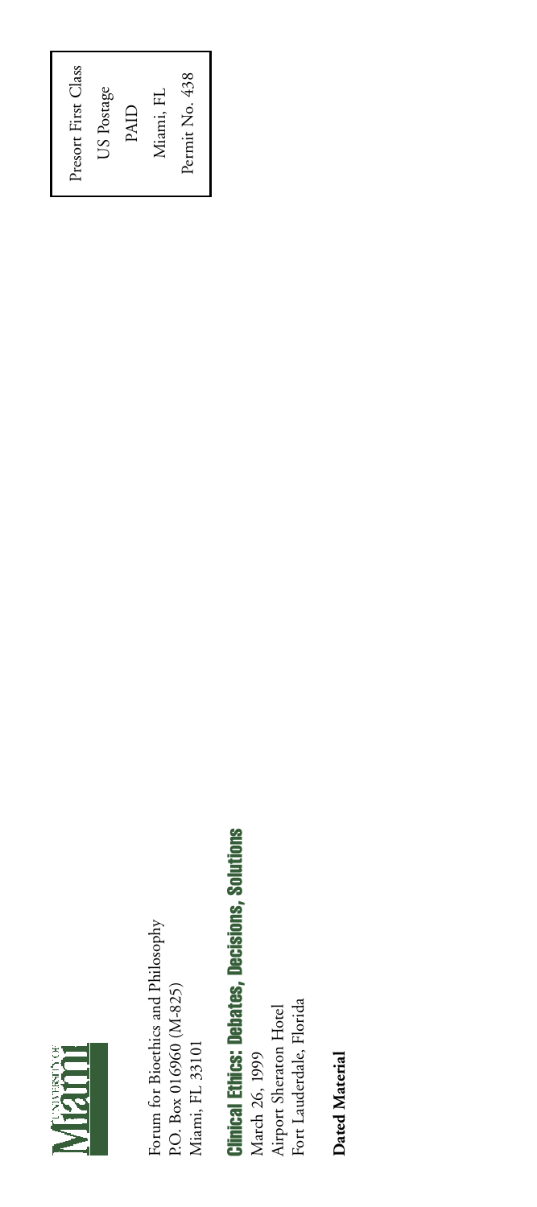University of Miami

Forum for Bioethics and Philosophy
P.O. Box 016960 (M-825)
Miami, FL 33101

## Clinical Ethics: Debates, Decisions, Solutions

March 26, 1999
Airport Sheraton Hotel
Fort Lauderdale, Florida

**Dated Material**

Presort First Class
US Postage
PAID
Miami, FL
Permit No. 438